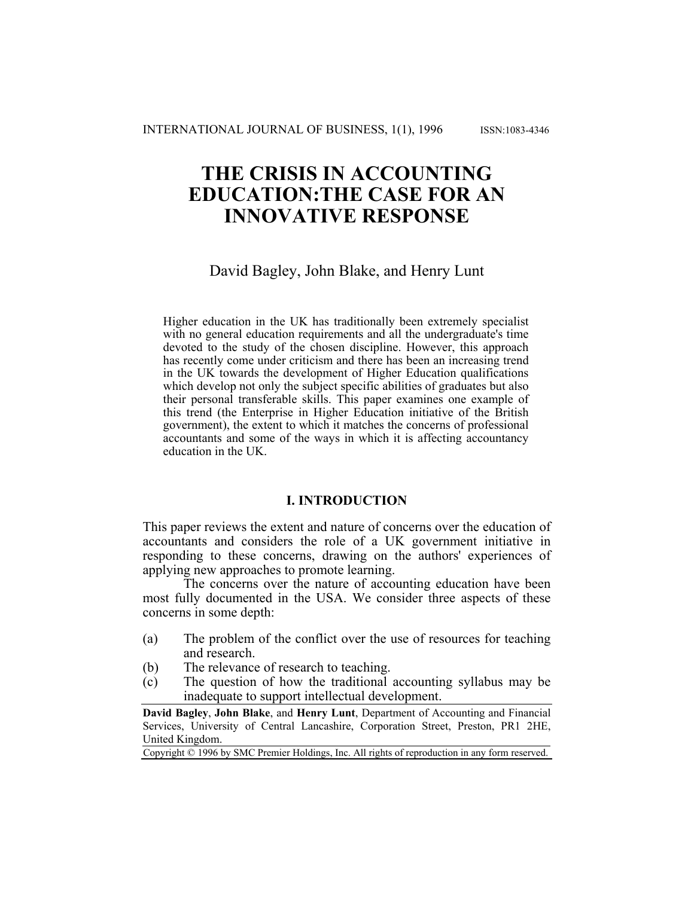# THE CRISIS IN ACCOUNTING EDUCATION:THE CASE FOR AN INNOVATIVE RESPONSE

David Bagley, John Blake, and Henry Lunt

Higher education in the UK has traditionally been extremely specialist with no general education requirements and all the undergraduate's time devoted to the study of the chosen discipline. However, this approach has recently come under criticism and there has been an increasing trend in the UK towards the development of Higher Education qualifications which develop not only the subject specific abilities of graduates but also their personal transferable skills. This paper examines one example of this trend (the Enterprise in Higher Education initiative of the British government), the extent to which it matches the concerns of professional accountants and some of the ways in which it is affecting accountancy education in the UK.

## I. INTRODUCTION

This paper reviews the extent and nature of concerns over the education of accountants and considers the role of a UK government initiative in responding to these concerns, drawing on the authors' experiences of applying new approaches to promote learning.

The concerns over the nature of accounting education have been most fully documented in the USA. We consider three aspects of these concerns in some depth:

(a) The problem of the conflict over the use of resources for teaching and research.
(b) The relevance of research to teaching.
(c) The question of how the traditional accounting syllabus may be inadequate to support intellectual development.

**David Bagley**, **John Blake**, and **Henry Lunt**, Department of Accounting and Financial Services, University of Central Lancashire, Corporation Street, Preston, PR1 2HE, United Kingdom.

Copyright © 1996 by SMC Premier Holdings, Inc. All rights of reproduction in any form reserved.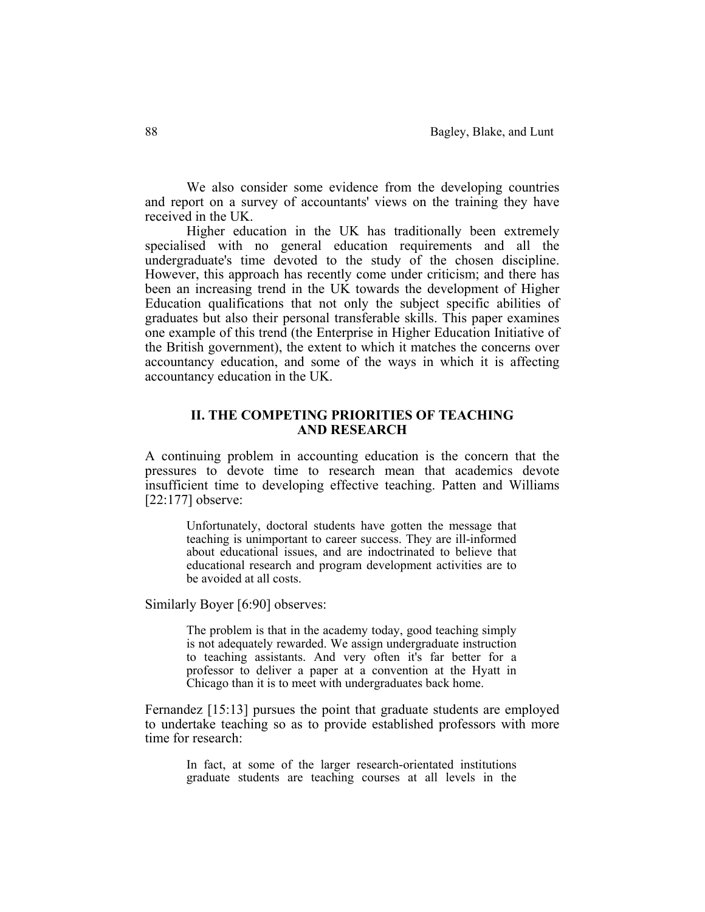We also consider some evidence from the developing countries and report on a survey of accountants' views on the training they have received in the UK.

Higher education in the UK has traditionally been extremely specialised with no general education requirements and all the undergraduate's time devoted to the study of the chosen discipline. However, this approach has recently come under criticism; and there has been an increasing trend in the UK towards the development of Higher Education qualifications that not only the subject specific abilities of graduates but also their personal transferable skills. This paper examines one example of this trend (the Enterprise in Higher Education Initiative of the British government), the extent to which it matches the concerns over accountancy education, and some of the ways in which it is affecting accountancy education in the UK.

## II. THE COMPETING PRIORITIES OF TEACHING AND RESEARCH

A continuing problem in accounting education is the concern that the pressures to devote time to research mean that academics devote insufficient time to developing effective teaching. Patten and Williams [22:177] observe:

> Unfortunately, doctoral students have gotten the message that teaching is unimportant to career success. They are ill-informed about educational issues, and are indoctrinated to believe that educational research and program development activities are to be avoided at all costs.

Similarly Boyer [6:90] observes:

> The problem is that in the academy today, good teaching simply is not adequately rewarded. We assign undergraduate instruction to teaching assistants. And very often it's far better for a professor to deliver a paper at a convention at the Hyatt in Chicago than it is to meet with undergraduates back home.

Fernandez [15:13] pursues the point that graduate students are employed to undertake teaching so as to provide established professors with more time for research:

> In fact, at some of the larger research-orientated institutions graduate students are teaching courses at all levels in the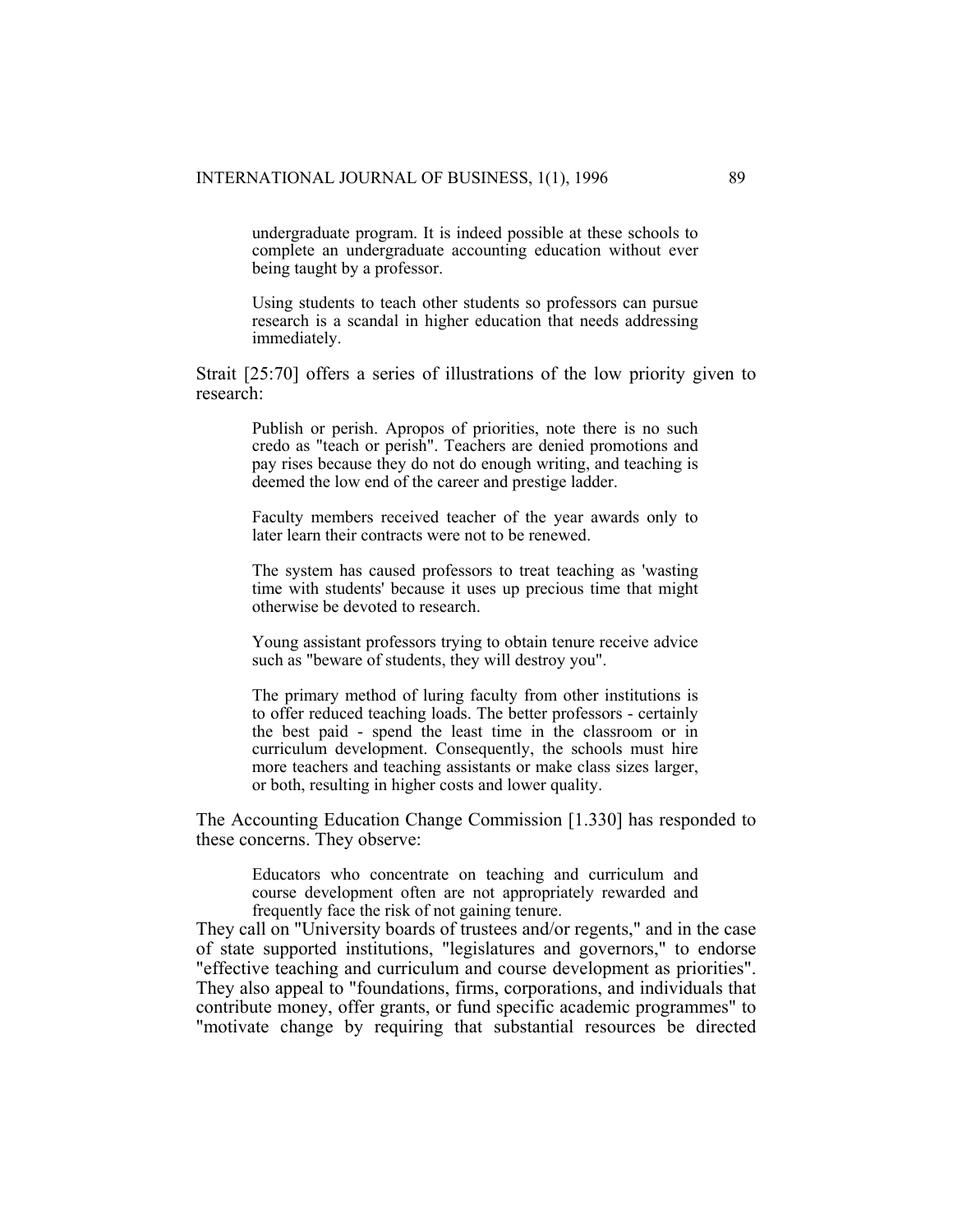> undergraduate program. It is indeed possible at these schools to complete an undergraduate accounting education without ever being taught by a professor.
>
> Using students to teach other students so professors can pursue research is a scandal in higher education that needs addressing immediately.

Strait [25:70] offers a series of illustrations of the low priority given to research:

> Publish or perish. Apropos of priorities, note there is no such credo as "teach or perish". Teachers are denied promotions and pay rises because they do not do enough writing, and teaching is deemed the low end of the career and prestige ladder.
>
> Faculty members received teacher of the year awards only to later learn their contracts were not to be renewed.
>
> The system has caused professors to treat teaching as 'wasting time with students' because it uses up precious time that might otherwise be devoted to research.
>
> Young assistant professors trying to obtain tenure receive advice such as "beware of students, they will destroy you".
>
> The primary method of luring faculty from other institutions is to offer reduced teaching loads. The better professors - certainly the best paid - spend the least time in the classroom or in curriculum development. Consequently, the schools must hire more teachers and teaching assistants or make class sizes larger, or both, resulting in higher costs and lower quality.

The Accounting Education Change Commission [1.330] has responded to these concerns. They observe:

> Educators who concentrate on teaching and curriculum and course development often are not appropriately rewarded and frequently face the risk of not gaining tenure.

They call on "University boards of trustees and/or regents," and in the case of state supported institutions, "legislatures and governors," to endorse "effective teaching and curriculum and course development as priorities". They also appeal to "foundations, firms, corporations, and individuals that contribute money, offer grants, or fund specific academic programmes" to "motivate change by requiring that substantial resources be directed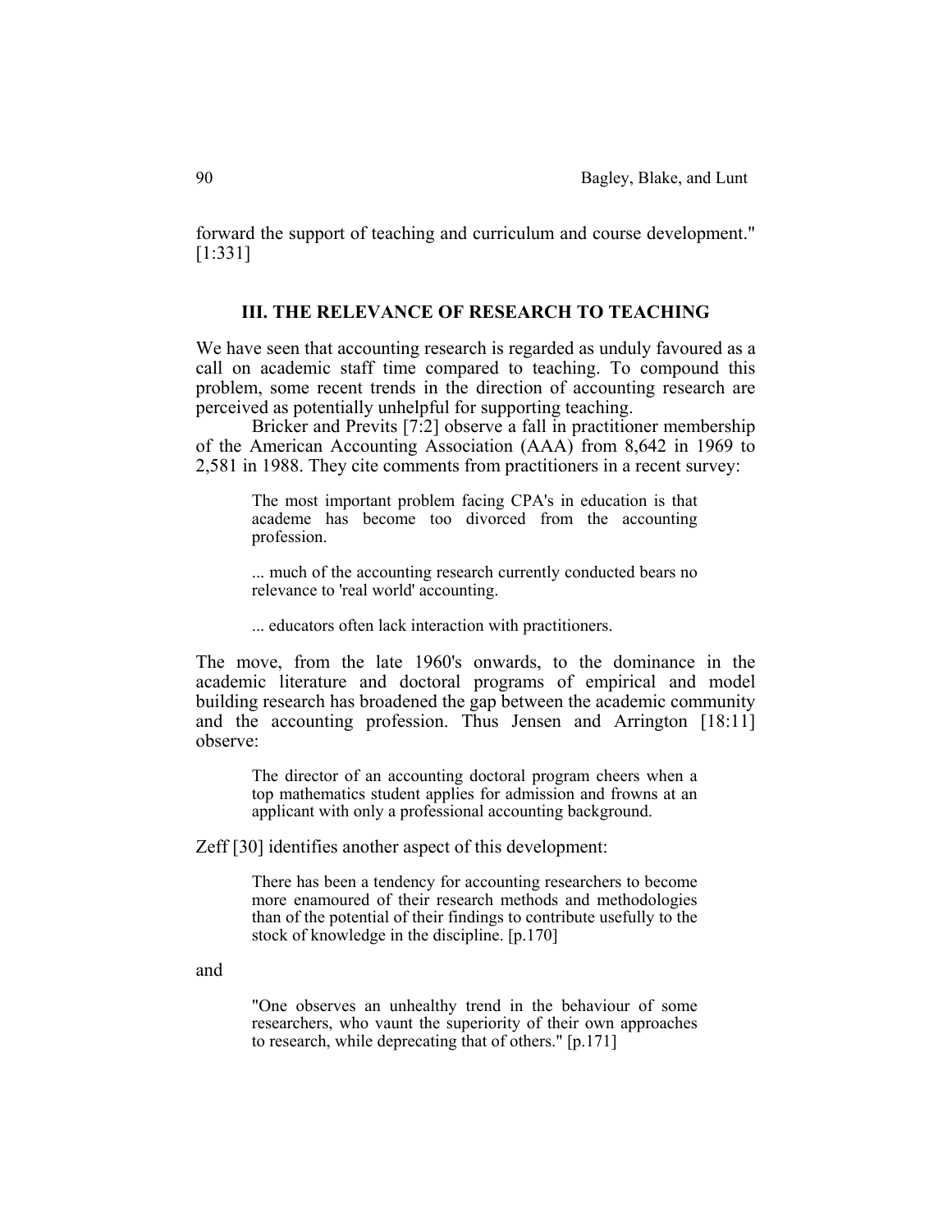forward the support of teaching and curriculum and course development." [1:331]

## III. THE RELEVANCE OF RESEARCH TO TEACHING

We have seen that accounting research is regarded as unduly favoured as a call on academic staff time compared to teaching. To compound this problem, some recent trends in the direction of accounting research are perceived as potentially unhelpful for supporting teaching.

Bricker and Previts [7:2] observe a fall in practitioner membership of the American Accounting Association (AAA) from 8,642 in 1969 to 2,581 in 1988. They cite comments from practitioners in a recent survey:

> The most important problem facing CPA's in education is that academe has become too divorced from the accounting profession.
>
> ... much of the accounting research currently conducted bears no relevance to 'real world' accounting.
>
> ... educators often lack interaction with practitioners.

The move, from the late 1960's onwards, to the dominance in the academic literature and doctoral programs of empirical and model building research has broadened the gap between the academic community and the accounting profession. Thus Jensen and Arrington [18:11] observe:

> The director of an accounting doctoral program cheers when a top mathematics student applies for admission and frowns at an applicant with only a professional accounting background.

Zeff [30] identifies another aspect of this development:

> There has been a tendency for accounting researchers to become more enamoured of their research methods and methodologies than of the potential of their findings to contribute usefully to the stock of knowledge in the discipline. [p.170]

and

> "One observes an unhealthy trend in the behaviour of some researchers, who vaunt the superiority of their own approaches to research, while deprecating that of others." [p.171]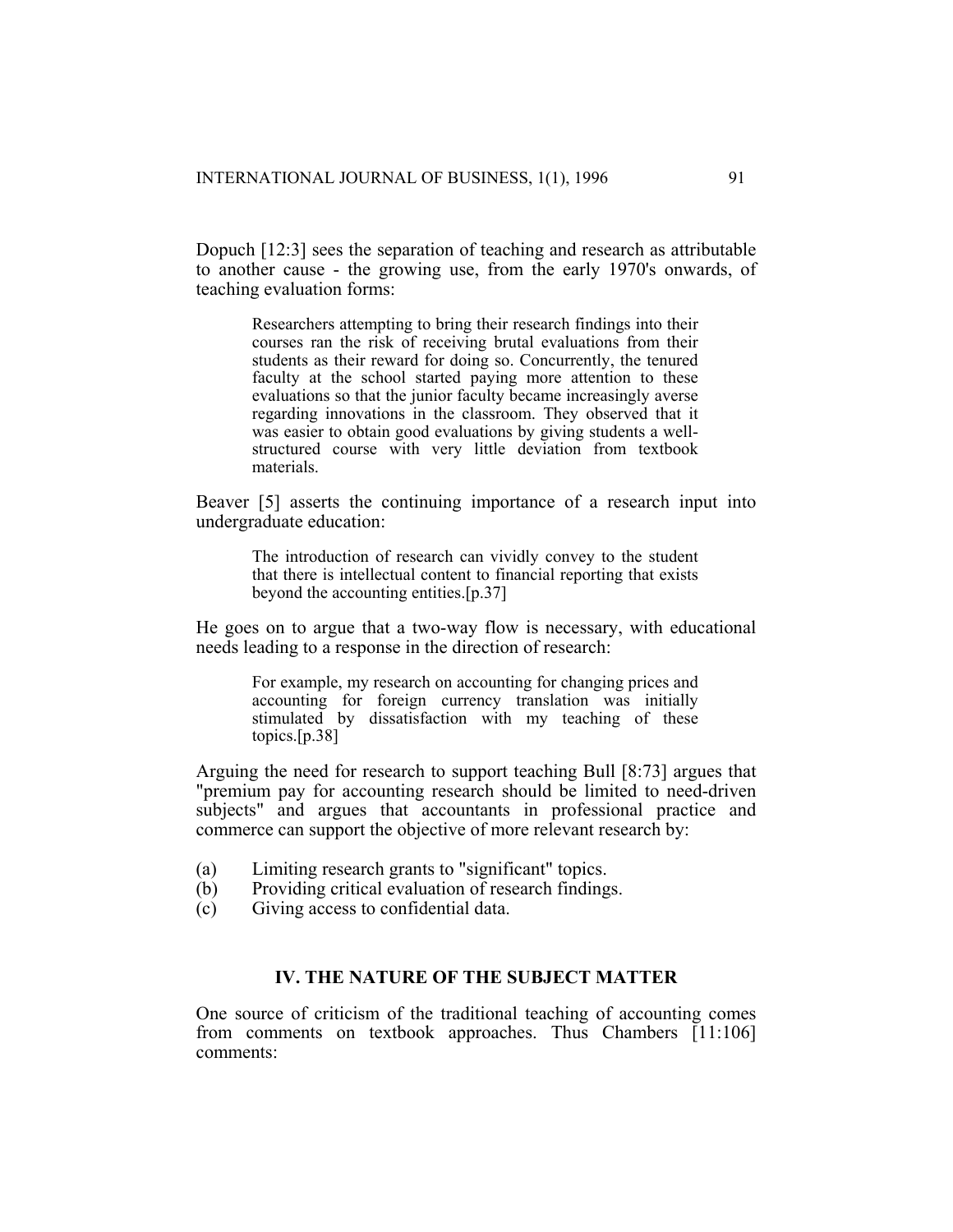Dopuch [12:3] sees the separation of teaching and research as attributable to another cause - the growing use, from the early 1970's onwards, of teaching evaluation forms:

> Researchers attempting to bring their research findings into their courses ran the risk of receiving brutal evaluations from their students as their reward for doing so. Concurrently, the tenured faculty at the school started paying more attention to these evaluations so that the junior faculty became increasingly averse regarding innovations in the classroom. They observed that it was easier to obtain good evaluations by giving students a well-structured course with very little deviation from textbook materials.

Beaver [5] asserts the continuing importance of a research input into undergraduate education:

> The introduction of research can vividly convey to the student that there is intellectual content to financial reporting that exists beyond the accounting entities.[p.37]

He goes on to argue that a two-way flow is necessary, with educational needs leading to a response in the direction of research:

> For example, my research on accounting for changing prices and accounting for foreign currency translation was initially stimulated by dissatisfaction with my teaching of these topics.[p.38]

Arguing the need for research to support teaching Bull [8:73] argues that "premium pay for accounting research should be limited to need-driven subjects" and argues that accountants in professional practice and commerce can support the objective of more relevant research by:

(a) Limiting research grants to "significant" topics.
(b) Providing critical evaluation of research findings.
(c) Giving access to confidential data.

## IV. THE NATURE OF THE SUBJECT MATTER

One source of criticism of the traditional teaching of accounting comes from comments on textbook approaches. Thus Chambers [11:106] comments: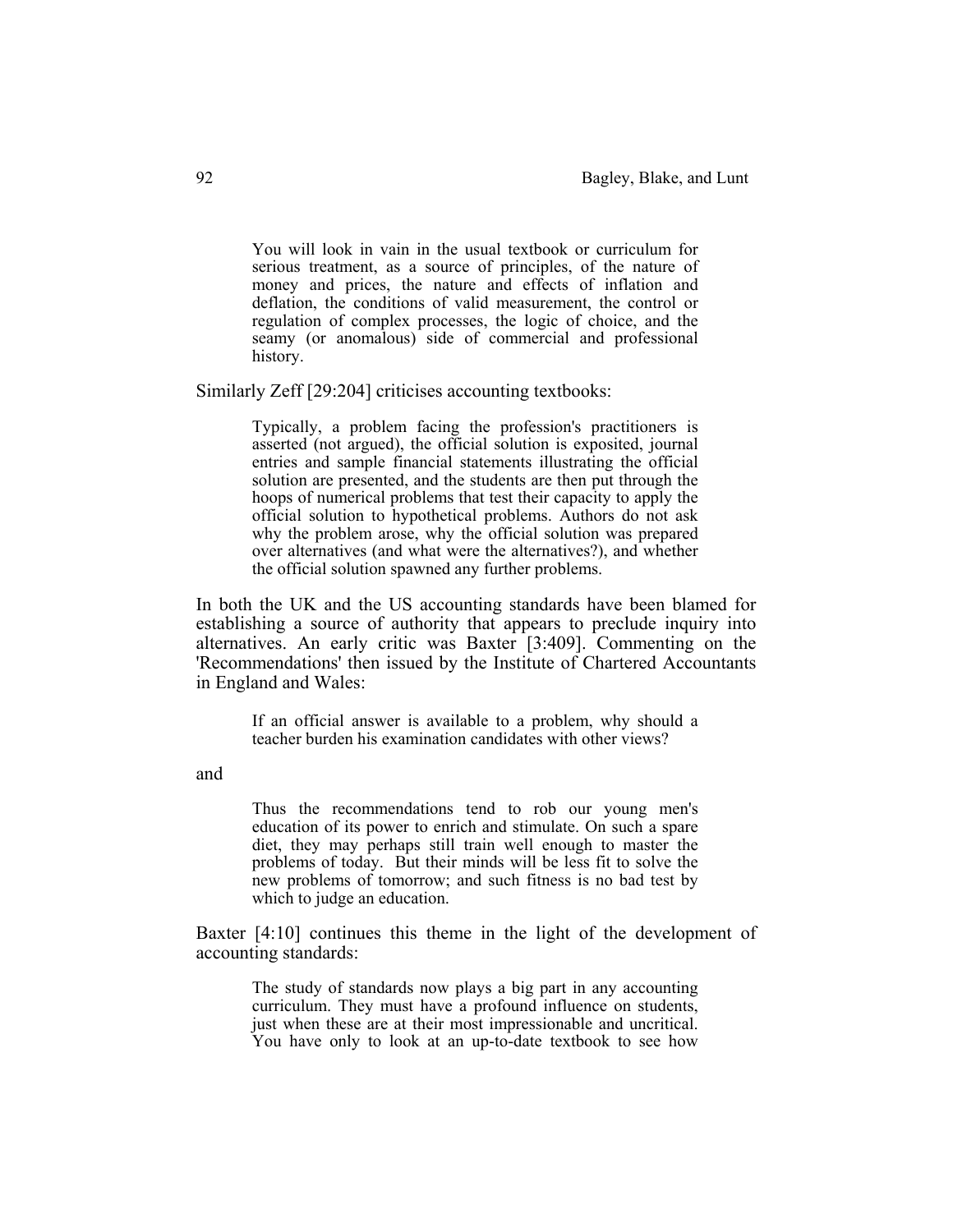> You will look in vain in the usual textbook or curriculum for serious treatment, as a source of principles, of the nature of money and prices, the nature and effects of inflation and deflation, the conditions of valid measurement, the control or regulation of complex processes, the logic of choice, and the seamy (or anomalous) side of commercial and professional history.

Similarly Zeff [29:204] criticises accounting textbooks:

> Typically, a problem facing the profession's practitioners is asserted (not argued), the official solution is exposited, journal entries and sample financial statements illustrating the official solution are presented, and the students are then put through the hoops of numerical problems that test their capacity to apply the official solution to hypothetical problems. Authors do not ask why the problem arose, why the official solution was prepared over alternatives (and what were the alternatives?), and whether the official solution spawned any further problems.

In both the UK and the US accounting standards have been blamed for establishing a source of authority that appears to preclude inquiry into alternatives. An early critic was Baxter [3:409]. Commenting on the 'Recommendations' then issued by the Institute of Chartered Accountants in England and Wales:

> If an official answer is available to a problem, why should a teacher burden his examination candidates with other views?

and

> Thus the recommendations tend to rob our young men's education of its power to enrich and stimulate. On such a spare diet, they may perhaps still train well enough to master the problems of today. But their minds will be less fit to solve the new problems of tomorrow; and such fitness is no bad test by which to judge an education.

Baxter [4:10] continues this theme in the light of the development of accounting standards:

> The study of standards now plays a big part in any accounting curriculum. They must have a profound influence on students, just when these are at their most impressionable and uncritical. You have only to look at an up-to-date textbook to see how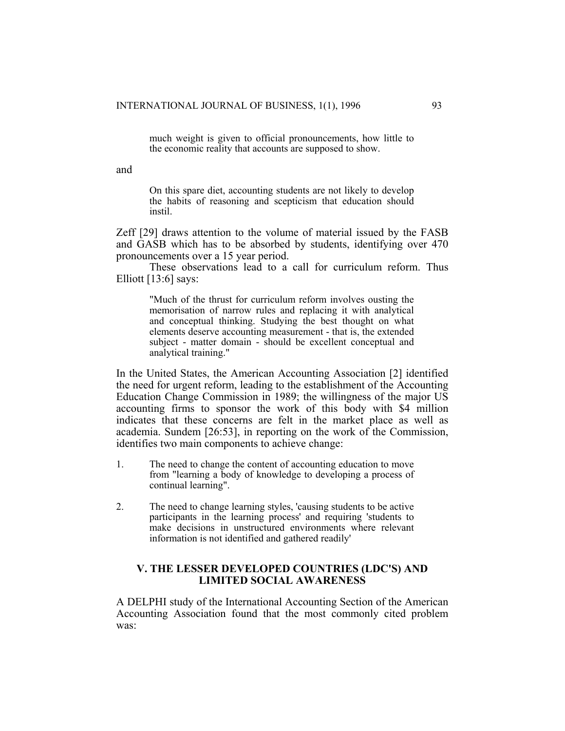> much weight is given to official pronouncements, how little to the economic reality that accounts are supposed to show.

and

> On this spare diet, accounting students are not likely to develop the habits of reasoning and scepticism that education should instil.

Zeff [29] draws attention to the volume of material issued by the FASB and GASB which has to be absorbed by students, identifying over 470 pronouncements over a 15 year period.

These observations lead to a call for curriculum reform. Thus Elliott [13:6] says:

> "Much of the thrust for curriculum reform involves ousting the memorisation of narrow rules and replacing it with analytical and conceptual thinking. Studying the best thought on what elements deserve accounting measurement - that is, the extended subject - matter domain - should be excellent conceptual and analytical training."

In the United States, the American Accounting Association [2] identified the need for urgent reform, leading to the establishment of the Accounting Education Change Commission in 1989; the willingness of the major US accounting firms to sponsor the work of this body with $4 million indicates that these concerns are felt in the market place as well as academia. Sundem [26:53], in reporting on the work of the Commission, identifies two main components to achieve change:

1. The need to change the content of accounting education to move from "learning a body of knowledge to developing a process of continual learning".
2. The need to change learning styles, 'causing students to be active participants in the learning process' and requiring 'students to make decisions in unstructured environments where relevant information is not identified and gathered readily'

## V. THE LESSER DEVELOPED COUNTRIES (LDC'S) AND LIMITED SOCIAL AWARENESS

A DELPHI study of the International Accounting Section of the American Accounting Association found that the most commonly cited problem was: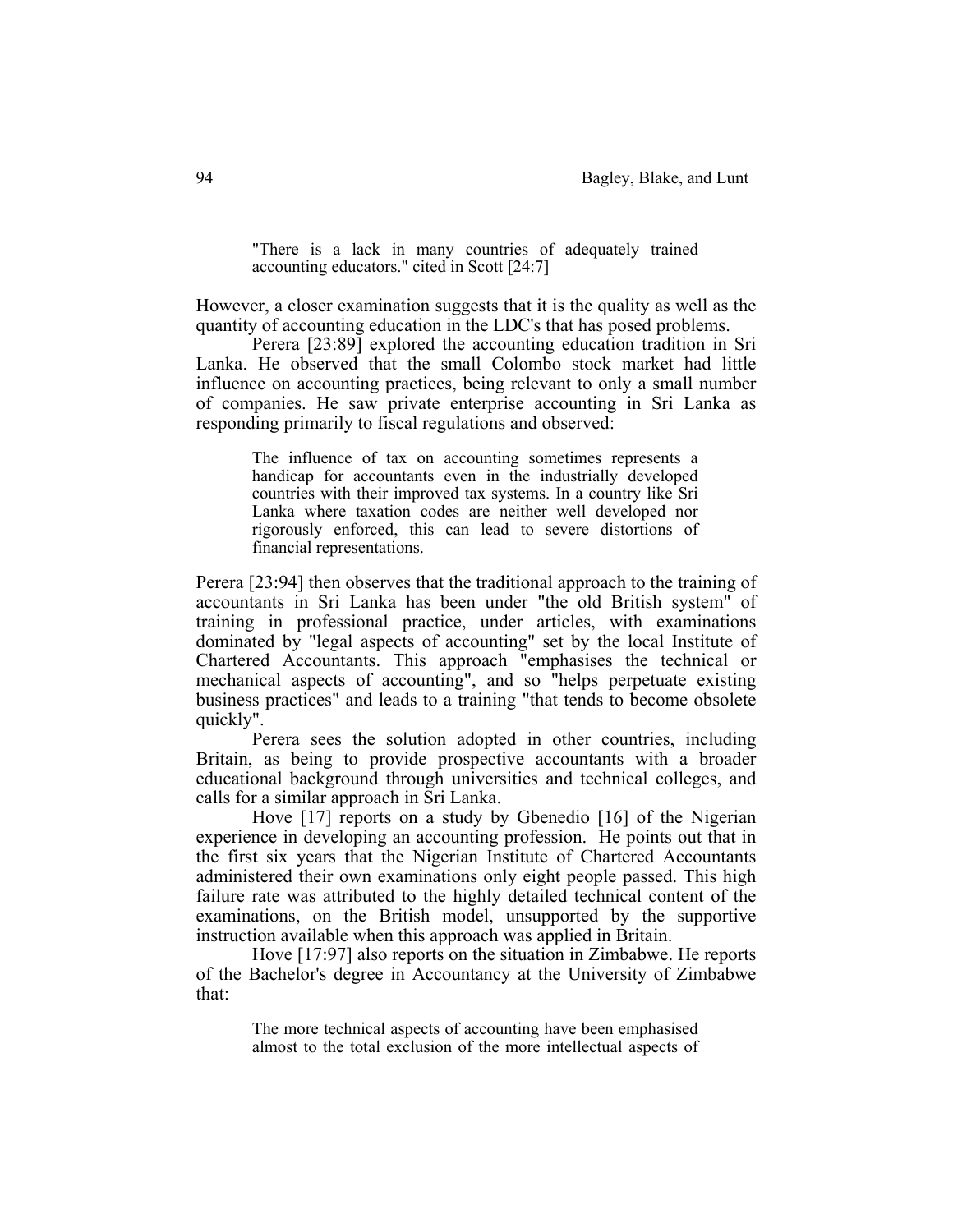> "There is a lack in many countries of adequately trained accounting educators." cited in Scott [24:7]

However, a closer examination suggests that it is the quality as well as the quantity of accounting education in the LDC's that has posed problems.

Perera [23:89] explored the accounting education tradition in Sri Lanka. He observed that the small Colombo stock market had little influence on accounting practices, being relevant to only a small number of companies. He saw private enterprise accounting in Sri Lanka as responding primarily to fiscal regulations and observed:

> The influence of tax on accounting sometimes represents a handicap for accountants even in the industrially developed countries with their improved tax systems. In a country like Sri Lanka where taxation codes are neither well developed nor rigorously enforced, this can lead to severe distortions of financial representations.

Perera [23:94] then observes that the traditional approach to the training of accountants in Sri Lanka has been under "the old British system" of training in professional practice, under articles, with examinations dominated by "legal aspects of accounting" set by the local Institute of Chartered Accountants. This approach "emphasises the technical or mechanical aspects of accounting", and so "helps perpetuate existing business practices" and leads to a training "that tends to become obsolete quickly".

Perera sees the solution adopted in other countries, including Britain, as being to provide prospective accountants with a broader educational background through universities and technical colleges, and calls for a similar approach in Sri Lanka.

Hove [17] reports on a study by Gbenedio [16] of the Nigerian experience in developing an accounting profession. He points out that in the first six years that the Nigerian Institute of Chartered Accountants administered their own examinations only eight people passed. This high failure rate was attributed to the highly detailed technical content of the examinations, on the British model, unsupported by the supportive instruction available when this approach was applied in Britain.

Hove [17:97] also reports on the situation in Zimbabwe. He reports of the Bachelor's degree in Accountancy at the University of Zimbabwe that:

> The more technical aspects of accounting have been emphasised almost to the total exclusion of the more intellectual aspects of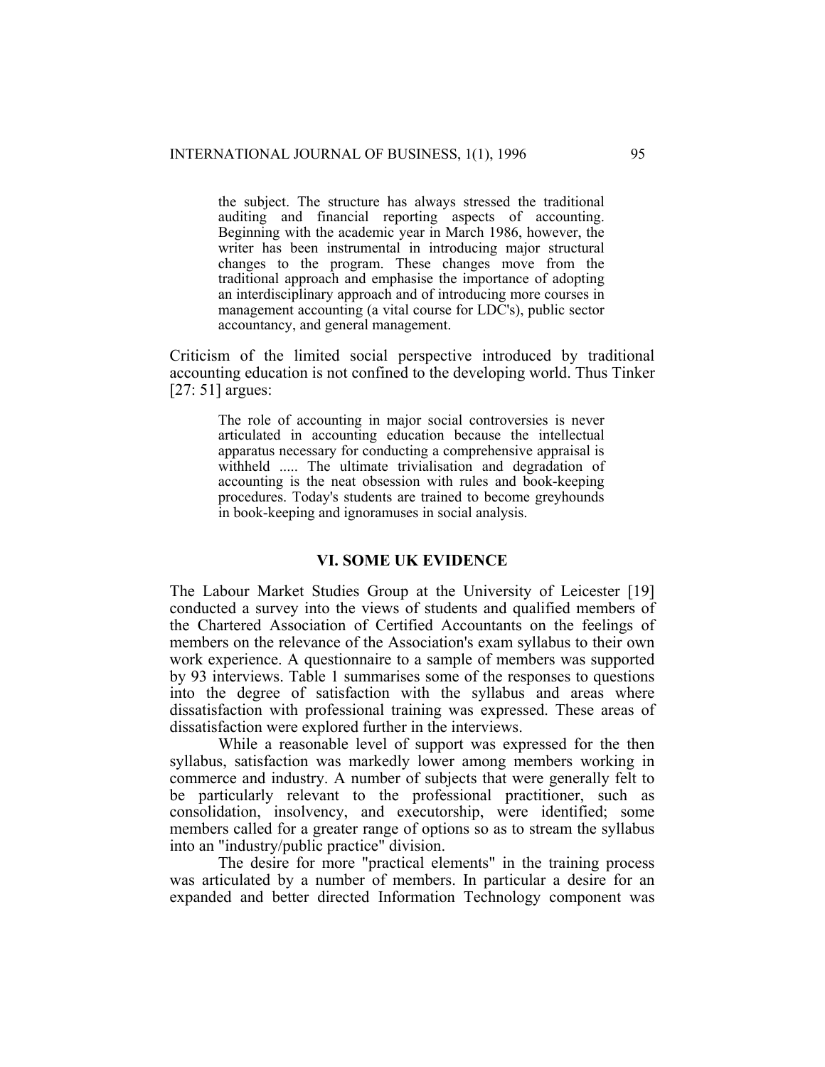> the subject. The structure has always stressed the traditional auditing and financial reporting aspects of accounting. Beginning with the academic year in March 1986, however, the writer has been instrumental in introducing major structural changes to the program. These changes move from the traditional approach and emphasise the importance of adopting an interdisciplinary approach and of introducing more courses in management accounting (a vital course for LDC's), public sector accountancy, and general management.

Criticism of the limited social perspective introduced by traditional accounting education is not confined to the developing world. Thus Tinker [27: 51] argues:

> The role of accounting in major social controversies is never articulated in accounting education because the intellectual apparatus necessary for conducting a comprehensive appraisal is withheld ..... The ultimate trivialisation and degradation of accounting is the neat obsession with rules and book-keeping procedures. Today's students are trained to become greyhounds in book-keeping and ignoramuses in social analysis.

## VI. SOME UK EVIDENCE

The Labour Market Studies Group at the University of Leicester [19] conducted a survey into the views of students and qualified members of the Chartered Association of Certified Accountants on the feelings of members on the relevance of the Association's exam syllabus to their own work experience. A questionnaire to a sample of members was supported by 93 interviews. Table 1 summarises some of the responses to questions into the degree of satisfaction with the syllabus and areas where dissatisfaction with professional training was expressed. These areas of dissatisfaction were explored further in the interviews.

While a reasonable level of support was expressed for the then syllabus, satisfaction was markedly lower among members working in commerce and industry. A number of subjects that were generally felt to be particularly relevant to the professional practitioner, such as consolidation, insolvency, and executorship, were identified; some members called for a greater range of options so as to stream the syllabus into an "industry/public practice" division.

The desire for more "practical elements" in the training process was articulated by a number of members. In particular a desire for an expanded and better directed Information Technology component was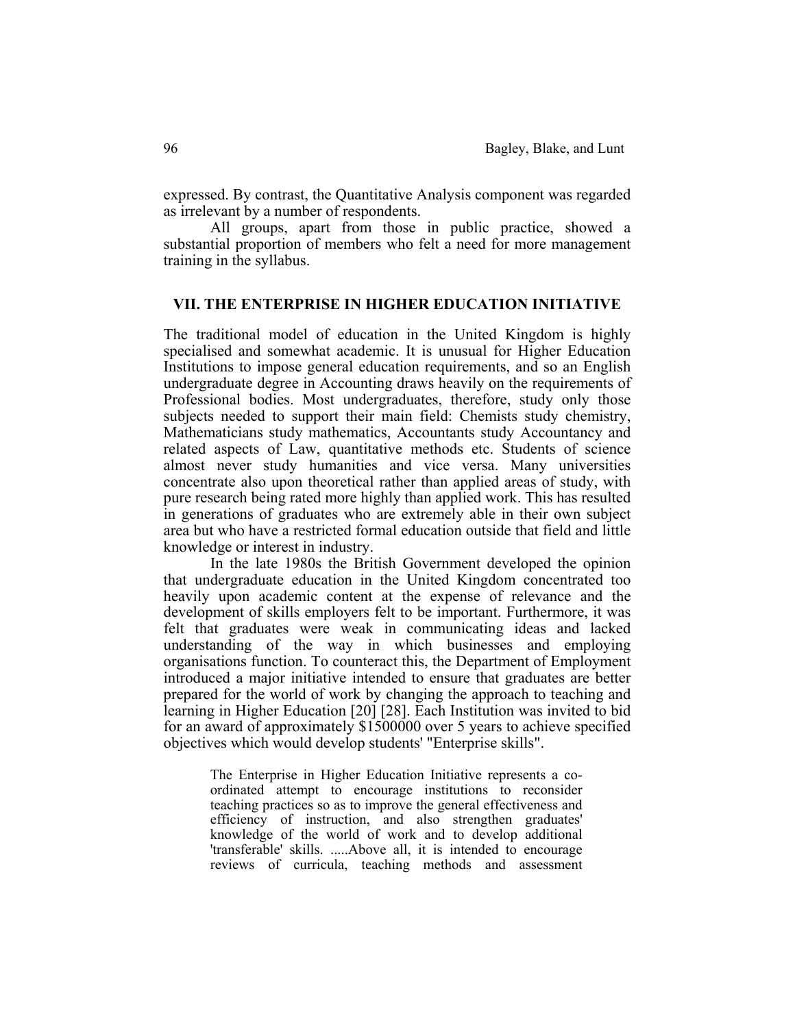expressed. By contrast, the Quantitative Analysis component was regarded as irrelevant by a number of respondents.

All groups, apart from those in public practice, showed a substantial proportion of members who felt a need for more management training in the syllabus.

## VII. THE ENTERPRISE IN HIGHER EDUCATION INITIATIVE

The traditional model of education in the United Kingdom is highly specialised and somewhat academic. It is unusual for Higher Education Institutions to impose general education requirements, and so an English undergraduate degree in Accounting draws heavily on the requirements of Professional bodies. Most undergraduates, therefore, study only those subjects needed to support their main field: Chemists study chemistry, Mathematicians study mathematics, Accountants study Accountancy and related aspects of Law, quantitative methods etc. Students of science almost never study humanities and vice versa. Many universities concentrate also upon theoretical rather than applied areas of study, with pure research being rated more highly than applied work. This has resulted in generations of graduates who are extremely able in their own subject area but who have a restricted formal education outside that field and little knowledge or interest in industry.

In the late 1980s the British Government developed the opinion that undergraduate education in the United Kingdom concentrated too heavily upon academic content at the expense of relevance and the development of skills employers felt to be important. Furthermore, it was felt that graduates were weak in communicating ideas and lacked understanding of the way in which businesses and employing organisations function. To counteract this, the Department of Employment introduced a major initiative intended to ensure that graduates are better prepared for the world of work by changing the approach to teaching and learning in Higher Education [20] [28]. Each Institution was invited to bid for an award of approximately $1500000 over 5 years to achieve specified objectives which would develop students' "Enterprise skills".

> The Enterprise in Higher Education Initiative represents a co-ordinated attempt to encourage institutions to reconsider teaching practices so as to improve the general effectiveness and efficiency of instruction, and also strengthen graduates' knowledge of the world of work and to develop additional 'transferable' skills. .....Above all, it is intended to encourage reviews of curricula, teaching methods and assessment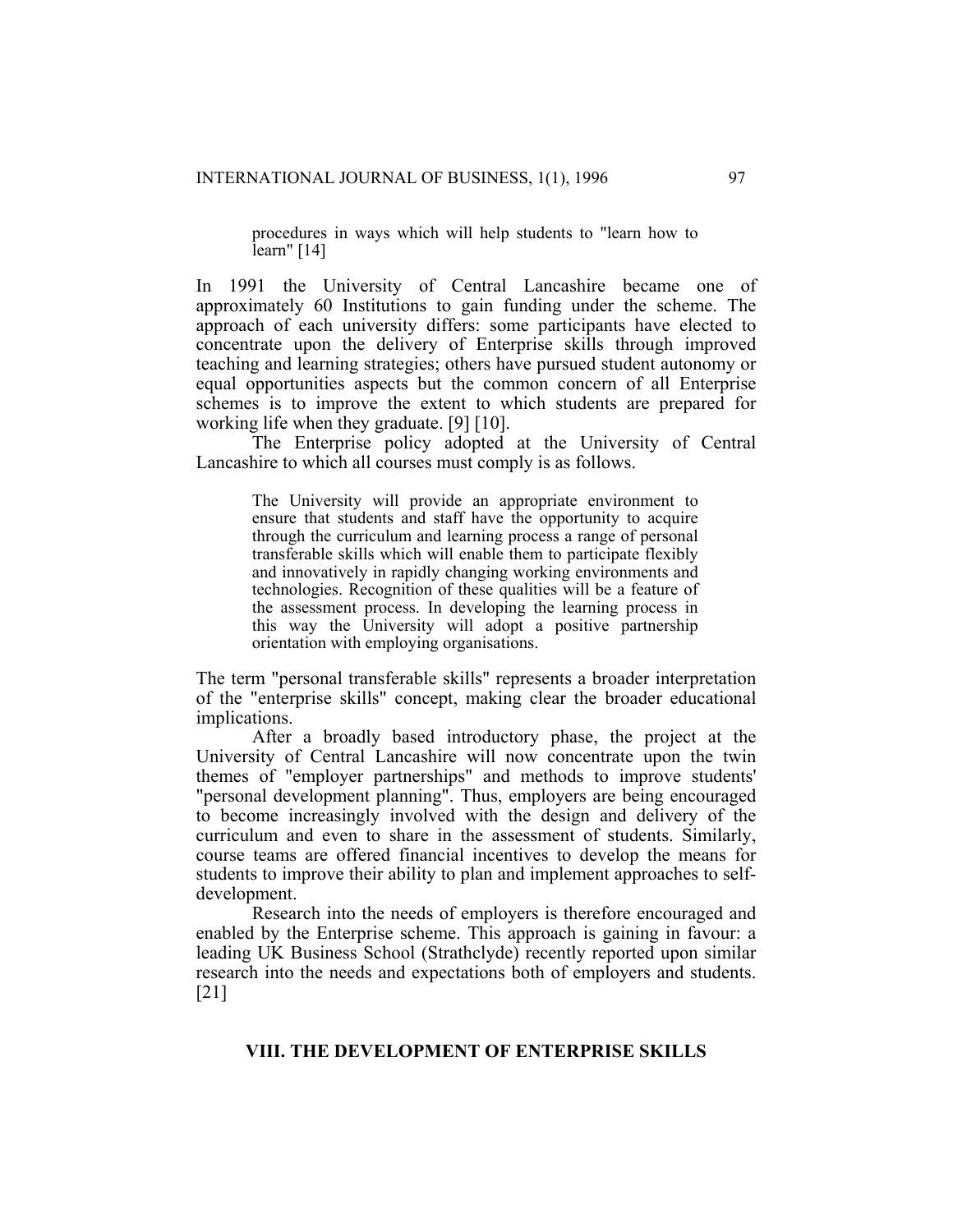> procedures in ways which will help students to "learn how to learn" [14]

In 1991 the University of Central Lancashire became one of approximately 60 Institutions to gain funding under the scheme. The approach of each university differs: some participants have elected to concentrate upon the delivery of Enterprise skills through improved teaching and learning strategies; others have pursued student autonomy or equal opportunities aspects but the common concern of all Enterprise schemes is to improve the extent to which students are prepared for working life when they graduate. [9] [10].

The Enterprise policy adopted at the University of Central Lancashire to which all courses must comply is as follows.

> The University will provide an appropriate environment to ensure that students and staff have the opportunity to acquire through the curriculum and learning process a range of personal transferable skills which will enable them to participate flexibly and innovatively in rapidly changing working environments and technologies. Recognition of these qualities will be a feature of the assessment process. In developing the learning process in this way the University will adopt a positive partnership orientation with employing organisations.

The term "personal transferable skills" represents a broader interpretation of the "enterprise skills" concept, making clear the broader educational implications.

After a broadly based introductory phase, the project at the University of Central Lancashire will now concentrate upon the twin themes of "employer partnerships" and methods to improve students' "personal development planning". Thus, employers are being encouraged to become increasingly involved with the design and delivery of the curriculum and even to share in the assessment of students. Similarly, course teams are offered financial incentives to develop the means for students to improve their ability to plan and implement approaches to self-development.

Research into the needs of employers is therefore encouraged and enabled by the Enterprise scheme. This approach is gaining in favour: a leading UK Business School (Strathclyde) recently reported upon similar research into the needs and expectations both of employers and students. [21]

## VIII. THE DEVELOPMENT OF ENTERPRISE SKILLS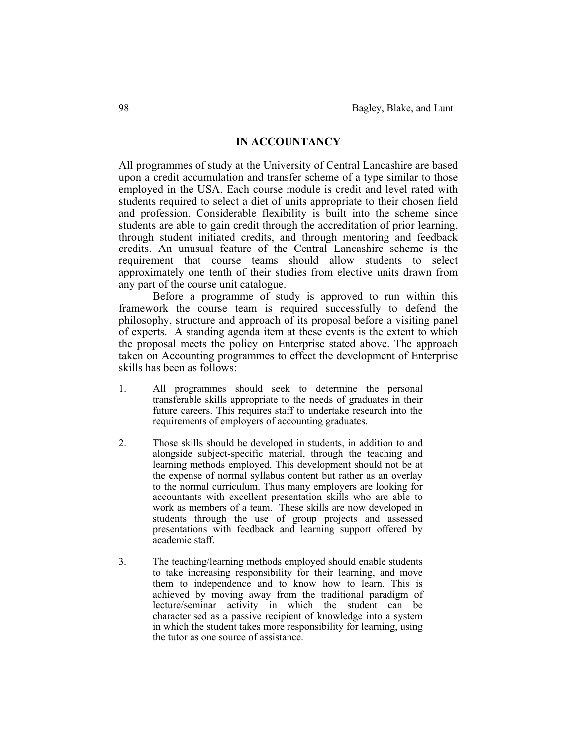## IN ACCOUNTANCY

All programmes of study at the University of Central Lancashire are based upon a credit accumulation and transfer scheme of a type similar to those employed in the USA. Each course module is credit and level rated with students required to select a diet of units appropriate to their chosen field and profession. Considerable flexibility is built into the scheme since students are able to gain credit through the accreditation of prior learning, through student initiated credits, and through mentoring and feedback credits. An unusual feature of the Central Lancashire scheme is the requirement that course teams should allow students to select approximately one tenth of their studies from elective units drawn from any part of the course unit catalogue.

Before a programme of study is approved to run within this framework the course team is required successfully to defend the philosophy, structure and approach of its proposal before a visiting panel of experts. A standing agenda item at these events is the extent to which the proposal meets the policy on Enterprise stated above. The approach taken on Accounting programmes to effect the development of Enterprise skills has been as follows:

1. All programmes should seek to determine the personal transferable skills appropriate to the needs of graduates in their future careers. This requires staff to undertake research into the requirements of employers of accounting graduates.

2. Those skills should be developed in students, in addition to and alongside subject-specific material, through the teaching and learning methods employed. This development should not be at the expense of normal syllabus content but rather as an overlay to the normal curriculum. Thus many employers are looking for accountants with excellent presentation skills who are able to work as members of a team. These skills are now developed in students through the use of group projects and assessed presentations with feedback and learning support offered by academic staff.

3. The teaching/learning methods employed should enable students to take increasing responsibility for their learning, and move them to independence and to know how to learn. This is achieved by moving away from the traditional paradigm of lecture/seminar activity in which the student can be characterised as a passive recipient of knowledge into a system in which the student takes more responsibility for learning, using the tutor as one source of assistance.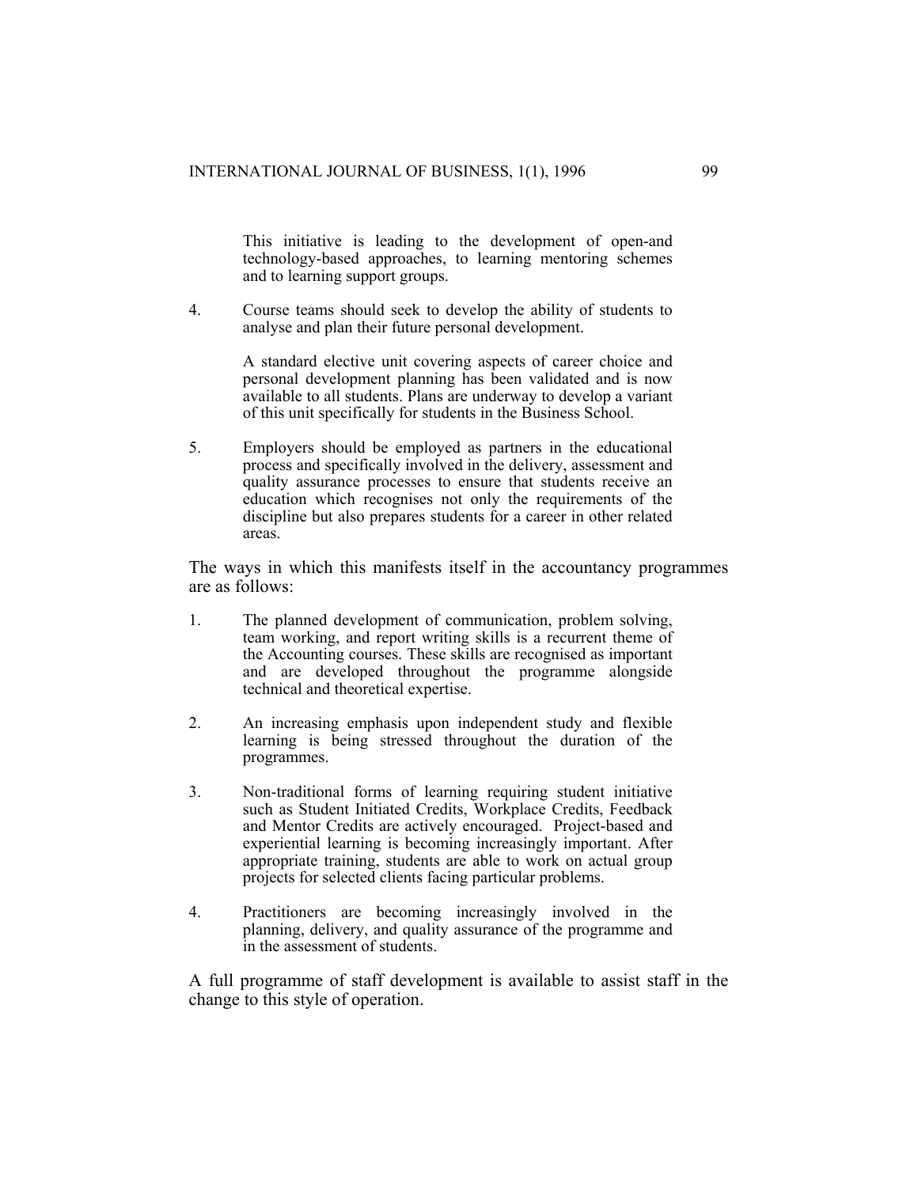This initiative is leading to the development of open-and technology-based approaches, to learning mentoring schemes and to learning support groups.

4. Course teams should seek to develop the ability of students to analyse and plan their future personal development.

   A standard elective unit covering aspects of career choice and personal development planning has been validated and is now available to all students. Plans are underway to develop a variant of this unit specifically for students in the Business School.

5. Employers should be employed as partners in the educational process and specifically involved in the delivery, assessment and quality assurance processes to ensure that students receive an education which recognises not only the requirements of the discipline but also prepares students for a career in other related areas.

The ways in which this manifests itself in the accountancy programmes are as follows:

1. The planned development of communication, problem solving, team working, and report writing skills is a recurrent theme of the Accounting courses. These skills are recognised as important and are developed throughout the programme alongside technical and theoretical expertise.

2. An increasing emphasis upon independent study and flexible learning is being stressed throughout the duration of the programmes.

3. Non-traditional forms of learning requiring student initiative such as Student Initiated Credits, Workplace Credits, Feedback and Mentor Credits are actively encouraged. Project-based and experiential learning is becoming increasingly important. After appropriate training, students are able to work on actual group projects for selected clients facing particular problems.

4. Practitioners are becoming increasingly involved in the planning, delivery, and quality assurance of the programme and in the assessment of students.

A full programme of staff development is available to assist staff in the change to this style of operation.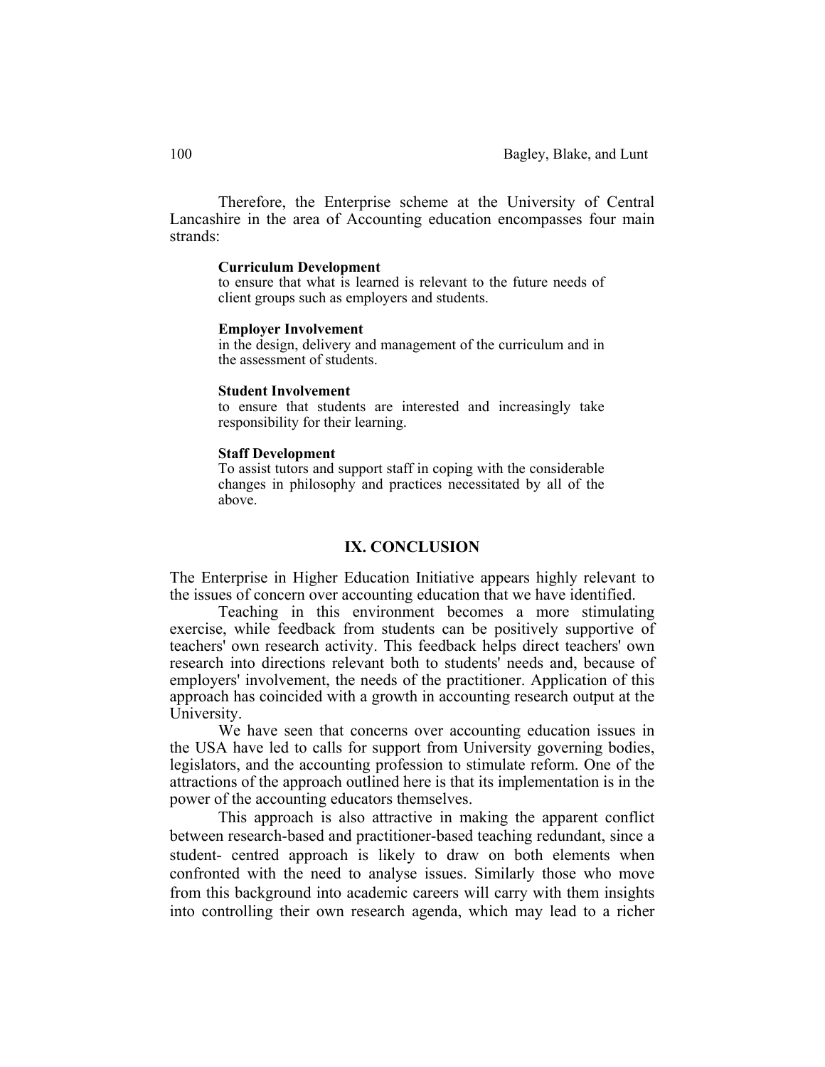Therefore, the Enterprise scheme at the University of Central Lancashire in the area of Accounting education encompasses four main strands:

**Curriculum Development**
to ensure that what is learned is relevant to the future needs of client groups such as employers and students.

**Employer Involvement**
in the design, delivery and management of the curriculum and in the assessment of students.

**Student Involvement**
to ensure that students are interested and increasingly take responsibility for their learning.

**Staff Development**
To assist tutors and support staff in coping with the considerable changes in philosophy and practices necessitated by all of the above.

## IX. CONCLUSION

The Enterprise in Higher Education Initiative appears highly relevant to the issues of concern over accounting education that we have identified.

Teaching in this environment becomes a more stimulating exercise, while feedback from students can be positively supportive of teachers' own research activity. This feedback helps direct teachers' own research into directions relevant both to students' needs and, because of employers' involvement, the needs of the practitioner. Application of this approach has coincided with a growth in accounting research output at the University.

We have seen that concerns over accounting education issues in the USA have led to calls for support from University governing bodies, legislators, and the accounting profession to stimulate reform. One of the attractions of the approach outlined here is that its implementation is in the power of the accounting educators themselves.

This approach is also attractive in making the apparent conflict between research-based and practitioner-based teaching redundant, since a student- centred approach is likely to draw on both elements when confronted with the need to analyse issues. Similarly those who move from this background into academic careers will carry with them insights into controlling their own research agenda, which may lead to a richer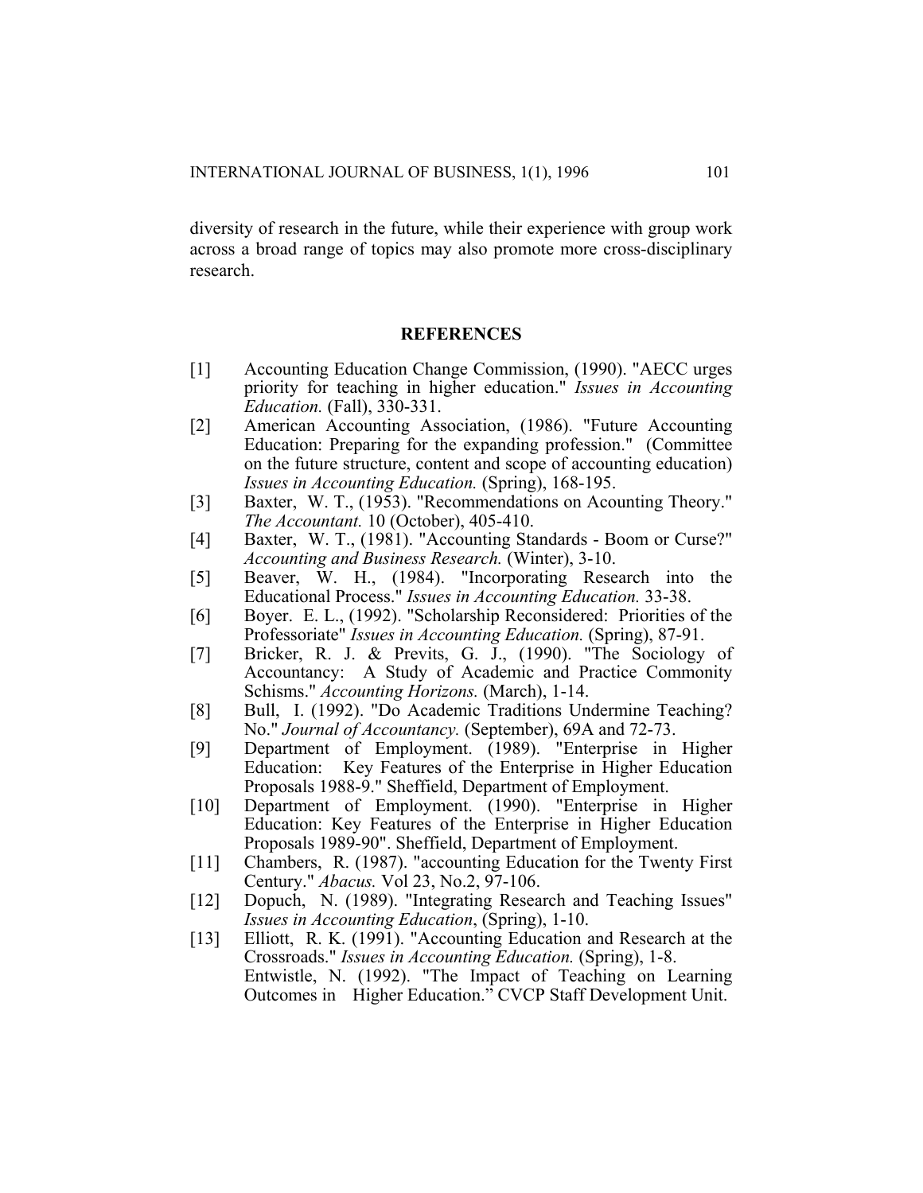diversity of research in the future, while their experience with group work across a broad range of topics may also promote more cross-disciplinary research.

## REFERENCES

[1] Accounting Education Change Commission, (1990). "AECC urges priority for teaching in higher education." *Issues in Accounting Education.* (Fall), 330-331.

[2] American Accounting Association, (1986). "Future Accounting Education: Preparing for the expanding profession." (Committee on the future structure, content and scope of accounting education) *Issues in Accounting Education.* (Spring), 168-195.

[3] Baxter, W. T., (1953). "Recommendations on Acounting Theory." *The Accountant.* 10 (October), 405-410.

[4] Baxter, W. T., (1981). "Accounting Standards - Boom or Curse?" *Accounting and Business Research.* (Winter), 3-10.

[5] Beaver, W. H., (1984). "Incorporating Research into the Educational Process." *Issues in Accounting Education.* 33-38.

[6] Boyer. E. L., (1992). "Scholarship Reconsidered: Priorities of the Professoriate" *Issues in Accounting Education.* (Spring), 87-91.

[7] Bricker, R. J. & Previts, G. J., (1990). "The Sociology of Accountancy: A Study of Academic and Practice Commonity Schisms." *Accounting Horizons.* (March), 1-14.

[8] Bull, I. (1992). "Do Academic Traditions Undermine Teaching? No." *Journal of Accountancy.* (September), 69A and 72-73.

[9] Department of Employment. (1989). "Enterprise in Higher Education: Key Features of the Enterprise in Higher Education Proposals 1988-9." Sheffield, Department of Employment.

[10] Department of Employment. (1990). "Enterprise in Higher Education: Key Features of the Enterprise in Higher Education Proposals 1989-90". Sheffield, Department of Employment.

[11] Chambers, R. (1987). "accounting Education for the Twenty First Century." *Abacus.* Vol 23, No.2, 97-106.

[12] Dopuch, N. (1989). "Integrating Research and Teaching Issues" *Issues in Accounting Education*, (Spring), 1-10.

[13] Elliott, R. K. (1991). "Accounting Education and Research at the Crossroads." *Issues in Accounting Education.* (Spring), 1-8.
Entwistle, N. (1992). "The Impact of Teaching on Learning Outcomes in Higher Education." CVCP Staff Development Unit.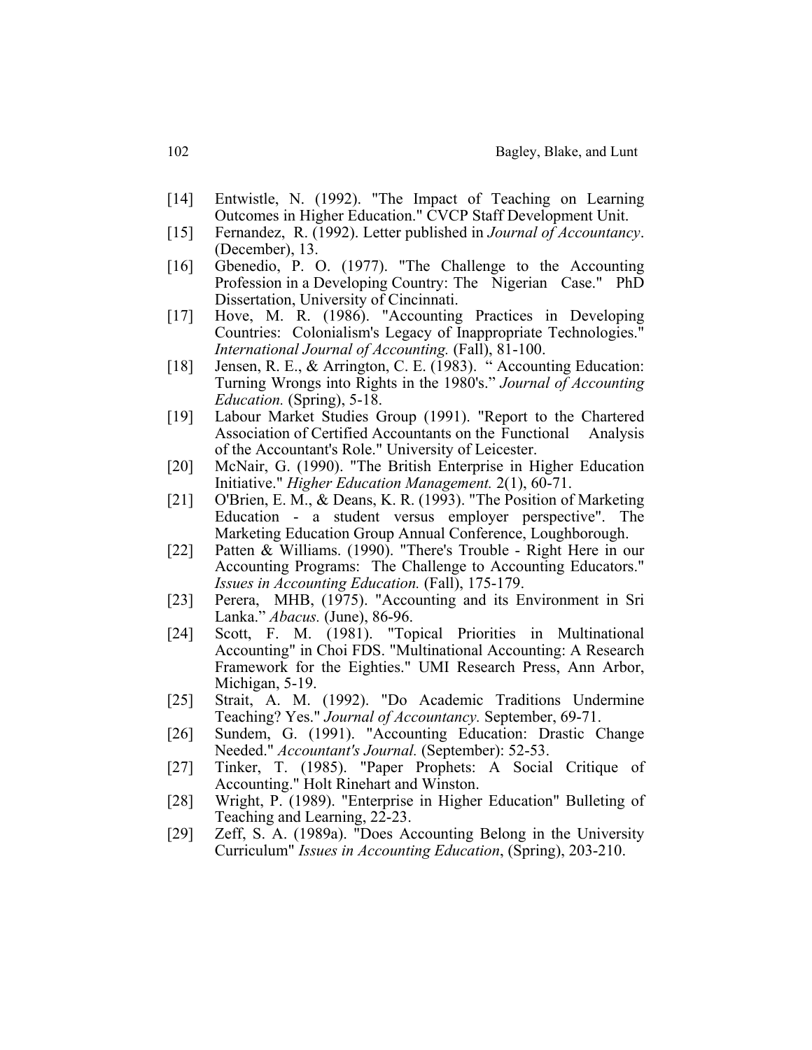[14] Entwistle, N. (1992). "The Impact of Teaching on Learning Outcomes in Higher Education." CVCP Staff Development Unit.

[15] Fernandez, R. (1992). Letter published in *Journal of Accountancy*. (December), 13.

[16] Gbenedio, P. O. (1977). "The Challenge to the Accounting Profession in a Developing Country: The Nigerian Case." PhD Dissertation, University of Cincinnati.

[17] Hove, M. R. (1986). "Accounting Practices in Developing Countries: Colonialism's Legacy of Inappropriate Technologies." *International Journal of Accounting.* (Fall), 81-100.

[18] Jensen, R. E., & Arrington, C. E. (1983). " Accounting Education: Turning Wrongs into Rights in the 1980's." *Journal of Accounting Education.* (Spring), 5-18.

[19] Labour Market Studies Group (1991). "Report to the Chartered Association of Certified Accountants on the Functional Analysis of the Accountant's Role." University of Leicester.

[20] McNair, G. (1990). "The British Enterprise in Higher Education Initiative." *Higher Education Management.* 2(1), 60-71.

[21] O'Brien, E. M., & Deans, K. R. (1993). "The Position of Marketing Education - a student versus employer perspective". The Marketing Education Group Annual Conference, Loughborough.

[22] Patten & Williams. (1990). "There's Trouble - Right Here in our Accounting Programs: The Challenge to Accounting Educators." *Issues in Accounting Education.* (Fall), 175-179.

[23] Perera, MHB, (1975). "Accounting and its Environment in Sri Lanka." *Abacus.* (June), 86-96.

[24] Scott, F. M. (1981). "Topical Priorities in Multinational Accounting" in Choi FDS. "Multinational Accounting: A Research Framework for the Eighties." UMI Research Press, Ann Arbor, Michigan, 5-19.

[25] Strait, A. M. (1992). "Do Academic Traditions Undermine Teaching? Yes." *Journal of Accountancy.* September, 69-71.

[26] Sundem, G. (1991). "Accounting Education: Drastic Change Needed." *Accountant's Journal.* (September): 52-53.

[27] Tinker, T. (1985). "Paper Prophets: A Social Critique of Accounting." Holt Rinehart and Winston.

[28] Wright, P. (1989). "Enterprise in Higher Education" Bulleting of Teaching and Learning, 22-23.

[29] Zeff, S. A. (1989a). "Does Accounting Belong in the University Curriculum" *Issues in Accounting Education*, (Spring), 203-210.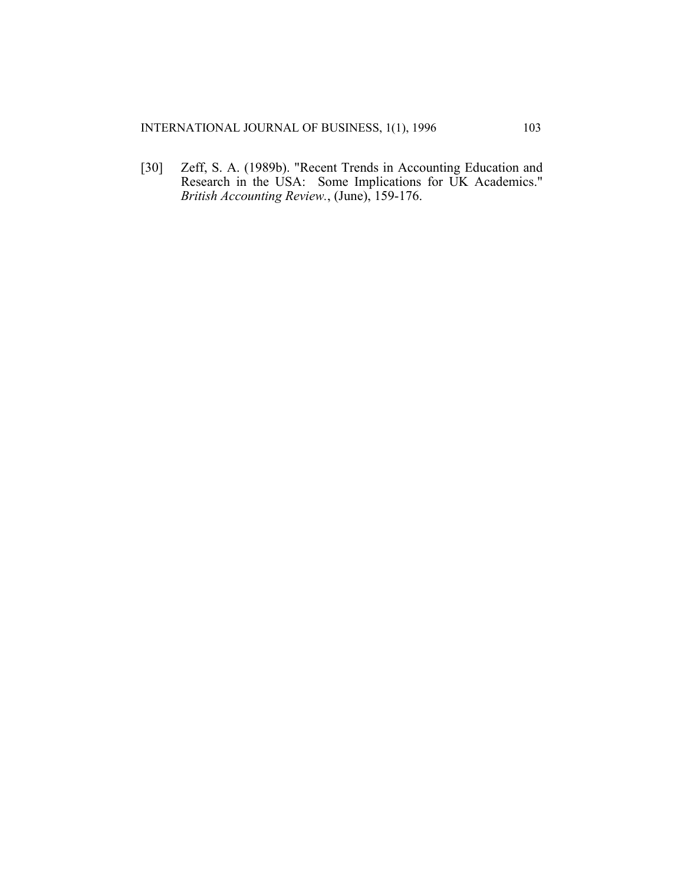[30] Zeff, S. A. (1989b). "Recent Trends in Accounting Education and Research in the USA: Some Implications for UK Academics." *British Accounting Review.*, (June), 159-176.